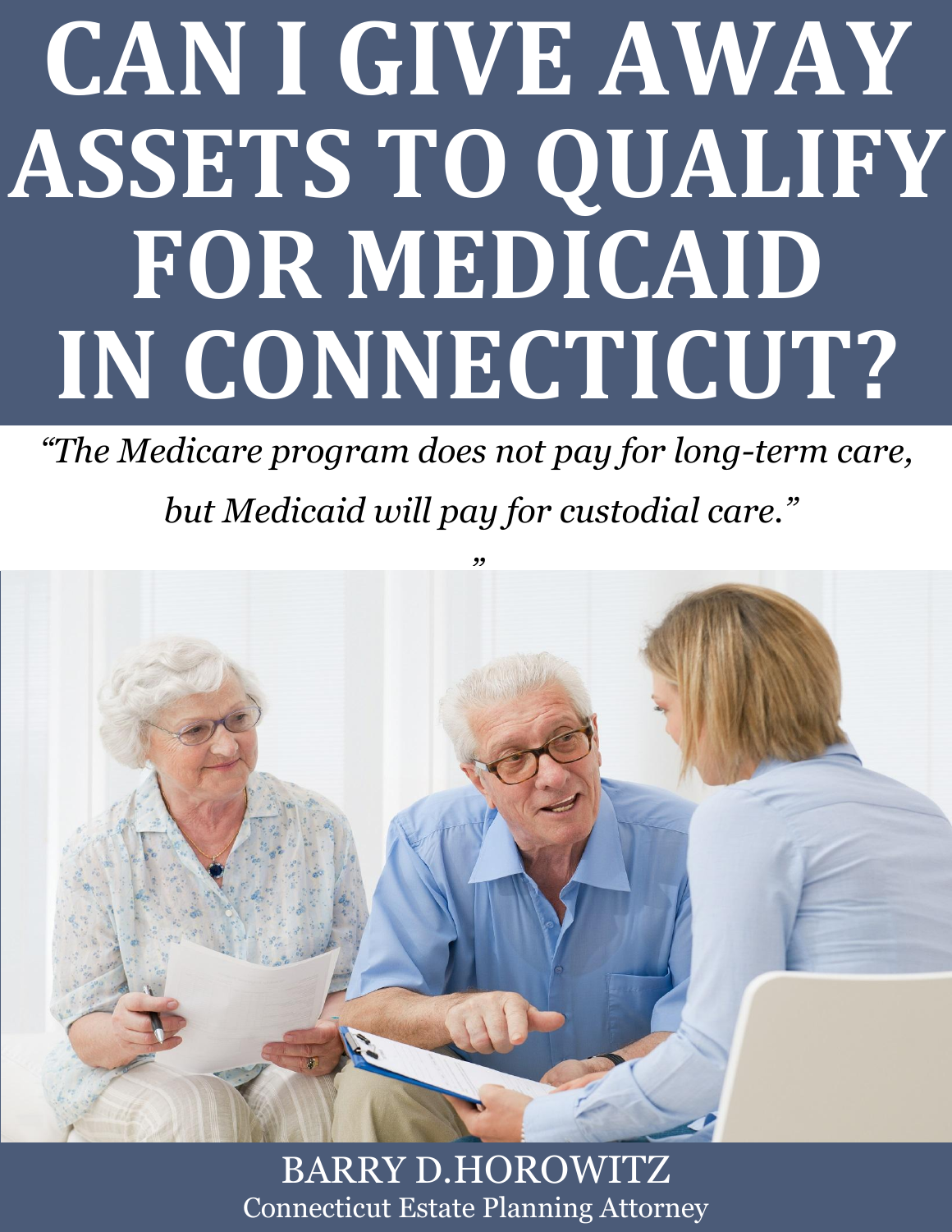# CAN I GIVE AWAY ASSETS TO QUALIFY FOR MEDICAID IN CONNECTICUT?

*"The Medicare program does not pay for long-term care, but Medicaid will pay for custodial care."*

"

BARRY D.HOROWITZ

Connecticut Estate Planning Attorney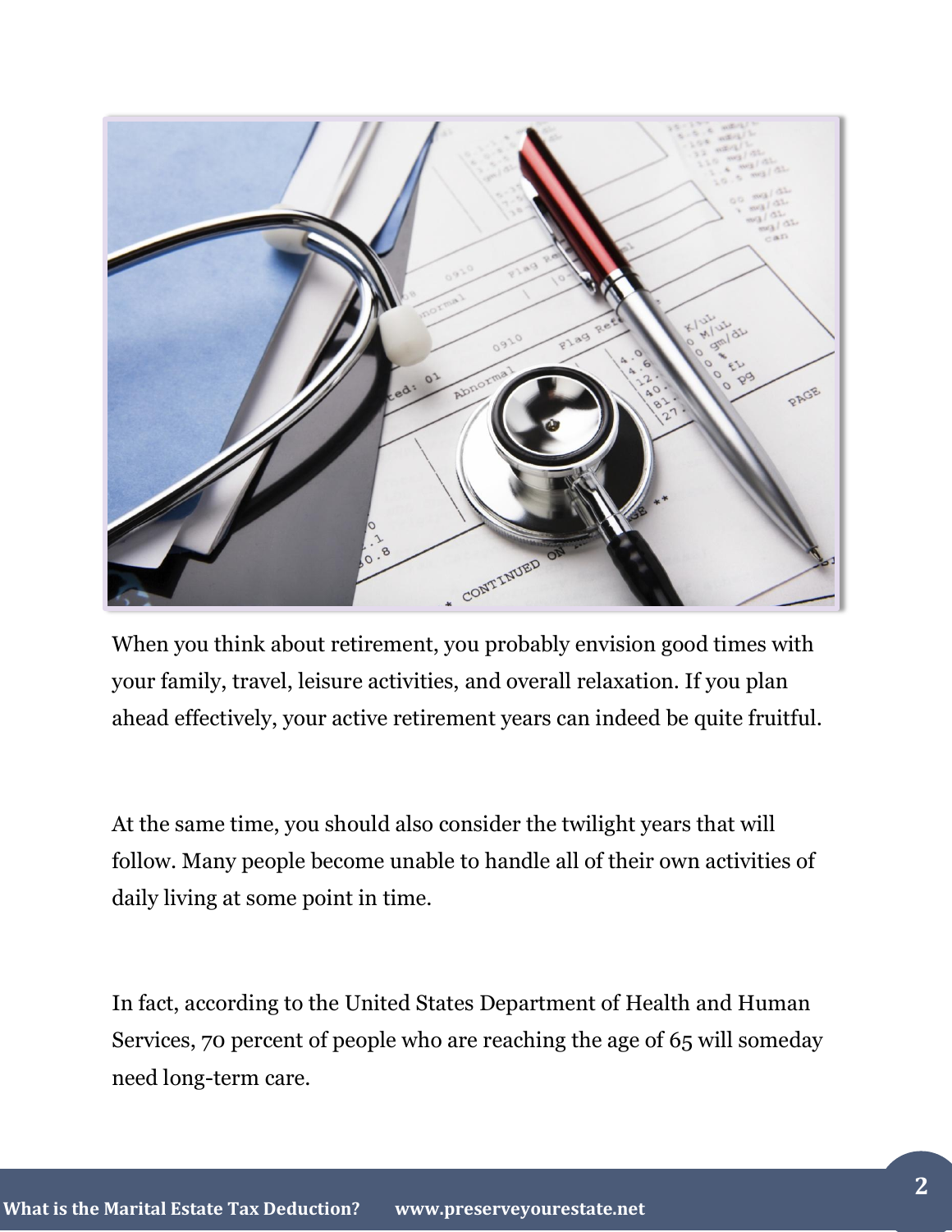When you think about retirement, you probably envision good times with your family, travel, leisure activities, and overall relaxation. If you plan ahead effectively, your active retirement years can indeed be quite fruitful.

At the same time, you should also consider the twilight years that will follow. Many people become unable to handle all of their own activities of daily living at some point in time.

In fact, according to the United States Department of Health and Human Services, 70 percent of people who are reaching the age of 65 will someday need long-term care.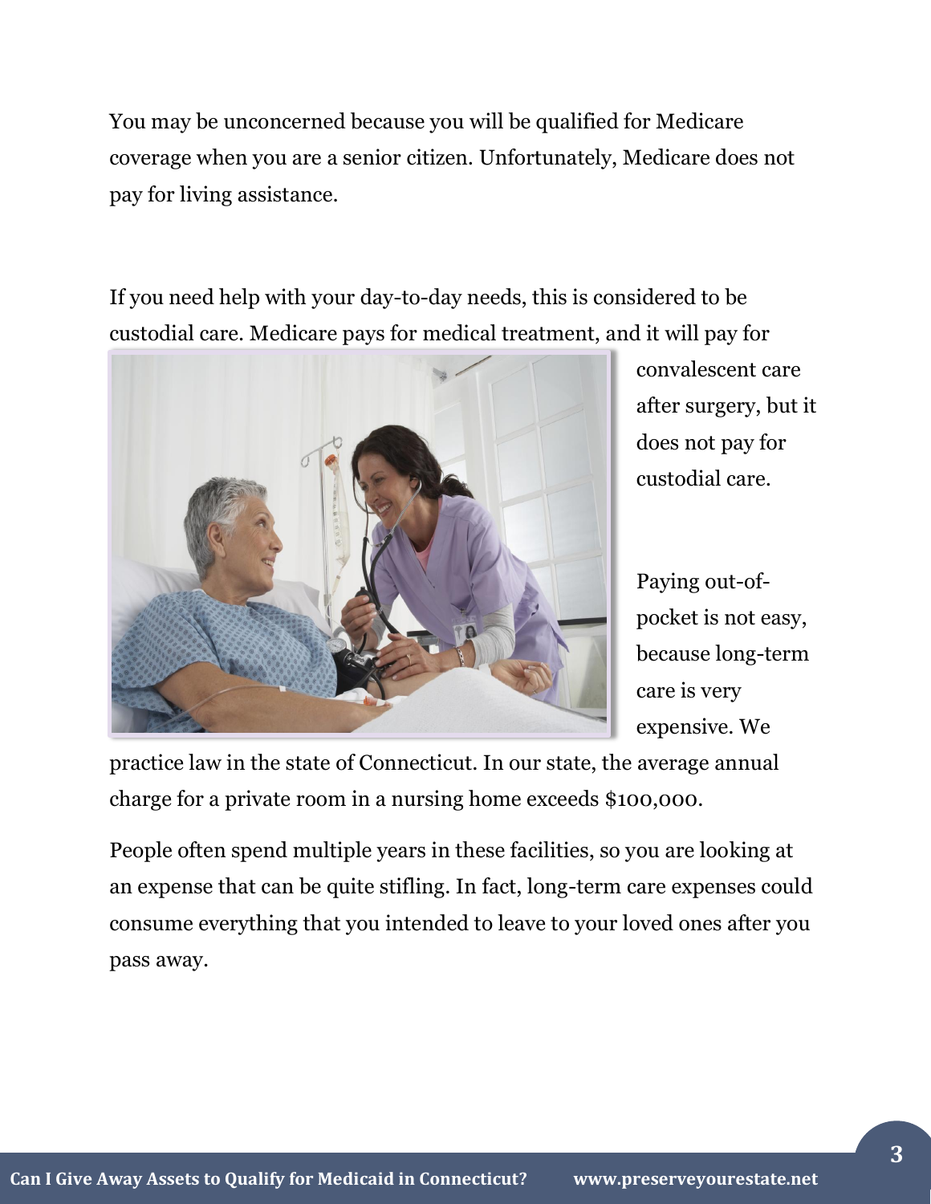You may be unconcerned because you will be qualified for Medicare coverage when you are a senior citizen. Unfortunately, Medicare does not pay for living assistance.

If you need help with your day-to-day needs, this is considered to be custodial care. Medicare pays for medical treatment, and it will pay for convalescent care after surgery, but it does not pay for custodial care.

Paying out-of-pocket is not easy, because long-term care is very expensive. We practice law in the state of Connecticut. In our state, the average annual charge for a private room in a nursing home exceeds $100,000.

People often spend multiple years in these facilities, so you are looking at an expense that can be quite stifling. In fact, long-term care expenses could consume everything that you intended to leave to your loved ones after you pass away.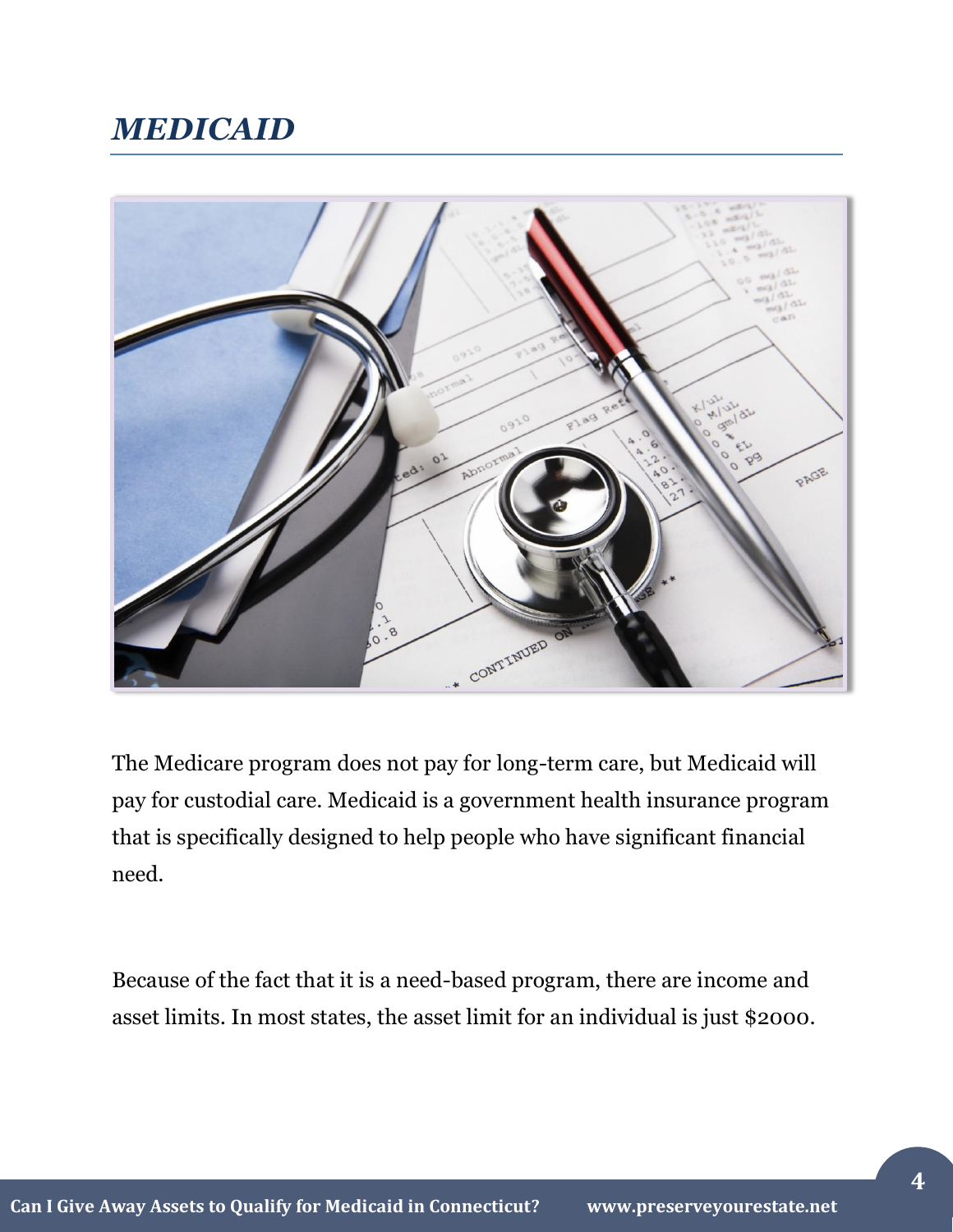## *MEDICAID*

The Medicare program does not pay for long-term care, but Medicaid will pay for custodial care. Medicaid is a government health insurance program that is specifically designed to help people who have significant financial need.

Because of the fact that it is a need-based program, there are income and asset limits. In most states, the asset limit for an individual is just $2000.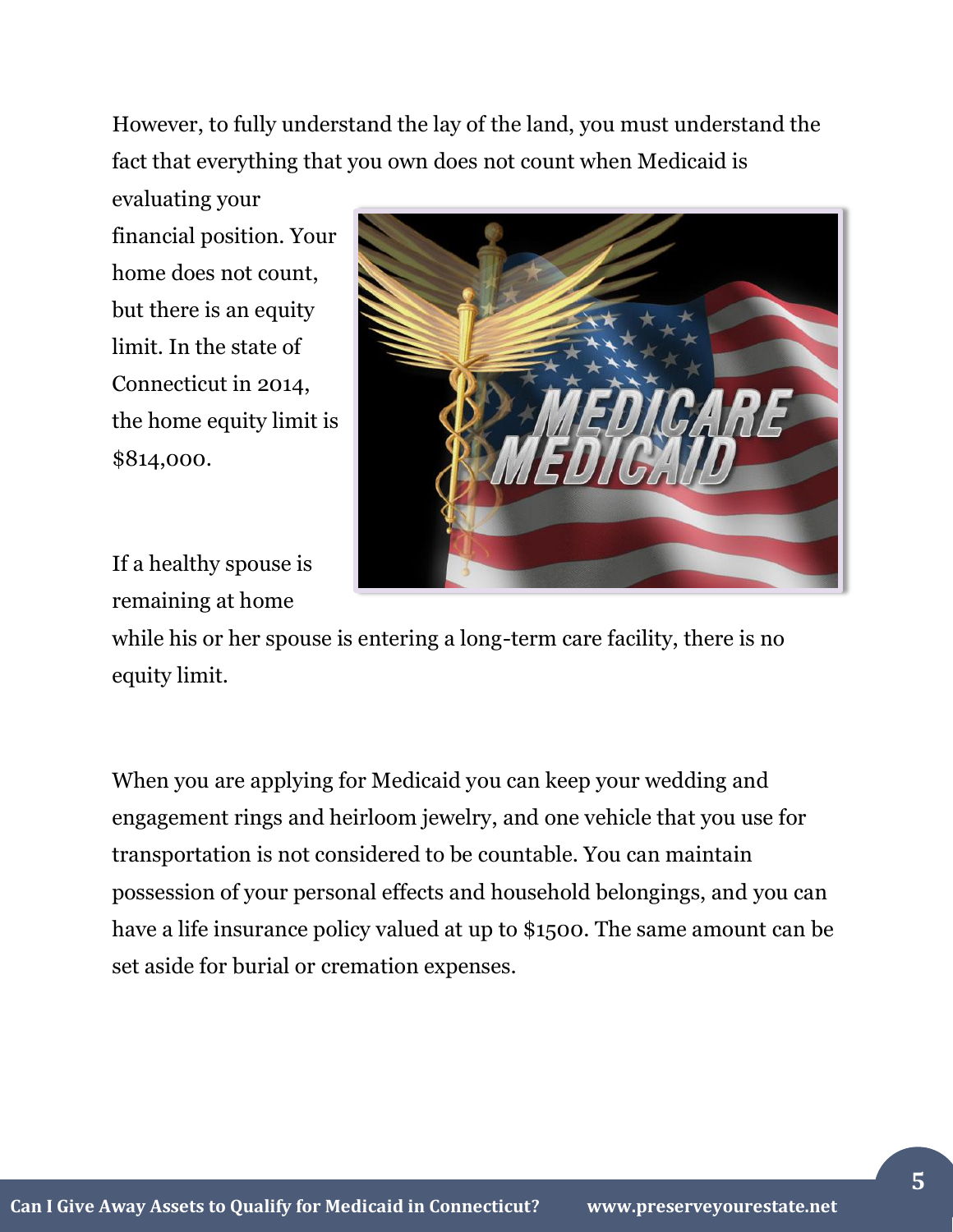However, to fully understand the lay of the land, you must understand the fact that everything that you own does not count when Medicaid is evaluating your financial position. Your home does not count, but there is an equity limit. In the state of Connecticut in 2014, the home equity limit is $814,000.

If a healthy spouse is remaining at home while his or her spouse is entering a long-term care facility, there is no equity limit.

When you are applying for Medicaid you can keep your wedding and engagement rings and heirloom jewelry, and one vehicle that you use for transportation is not considered to be countable. You can maintain possession of your personal effects and household belongings, and you can have a life insurance policy valued at up to $1500. The same amount can be set aside for burial or cremation expenses.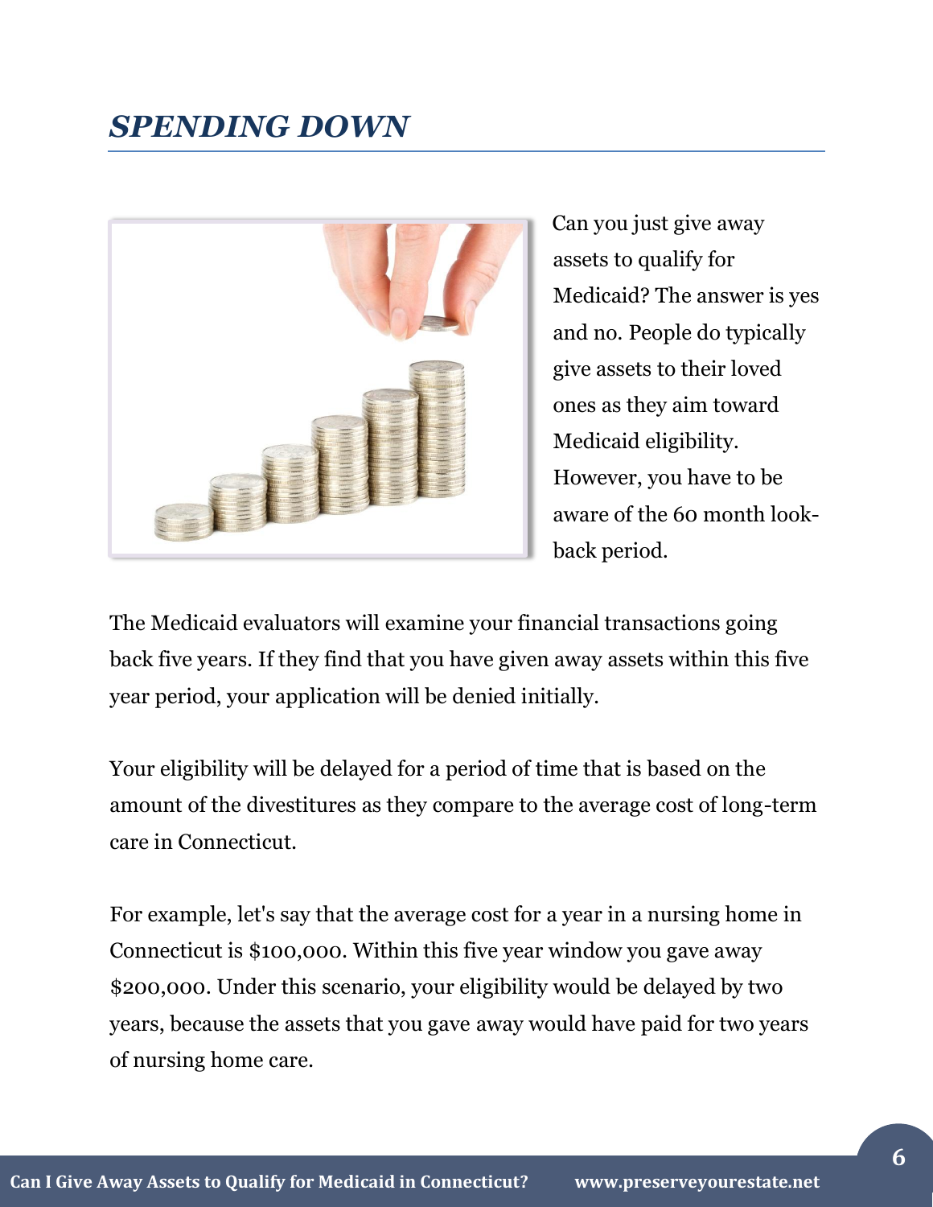## *SPENDING DOWN*

Can you just give away assets to qualify for Medicaid? The answer is yes and no. People do typically give assets to their loved ones as they aim toward Medicaid eligibility. However, you have to be aware of the 60 month look-back period.

The Medicaid evaluators will examine your financial transactions going back five years. If they find that you have given away assets within this five year period, your application will be denied initially.

Your eligibility will be delayed for a period of time that is based on the amount of the divestitures as they compare to the average cost of long-term care in Connecticut.

For example, let's say that the average cost for a year in a nursing home in Connecticut is $100,000. Within this five year window you gave away $200,000. Under this scenario, your eligibility would be delayed by two years, because the assets that you gave away would have paid for two years of nursing home care.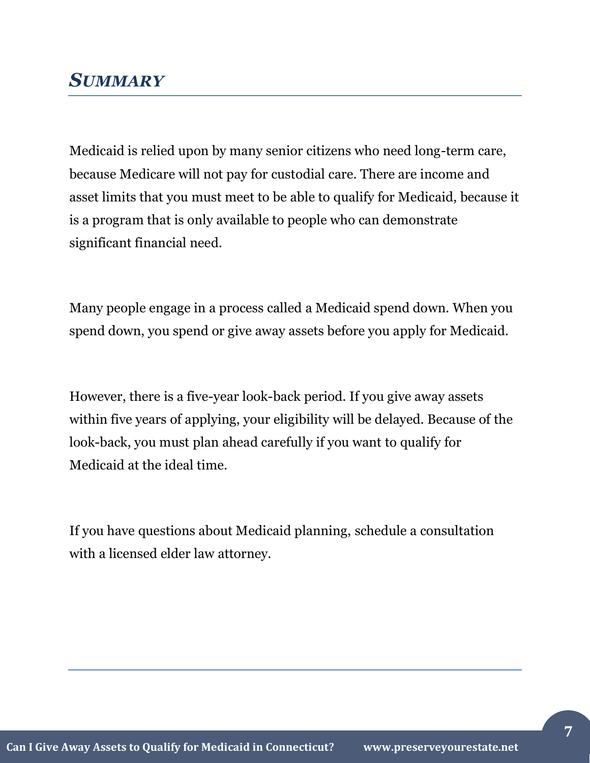## *SUMMARY*

Medicaid is relied upon by many senior citizens who need long-term care, because Medicare will not pay for custodial care. There are income and asset limits that you must meet to be able to qualify for Medicaid, because it is a program that is only available to people who can demonstrate significant financial need.

Many people engage in a process called a Medicaid spend down. When you spend down, you spend or give away assets before you apply for Medicaid.

However, there is a five-year look-back period. If you give away assets within five years of applying, your eligibility will be delayed. Because of the look-back, you must plan ahead carefully if you want to qualify for Medicaid at the ideal time.

If you have questions about Medicaid planning, schedule a consultation with a licensed elder law attorney.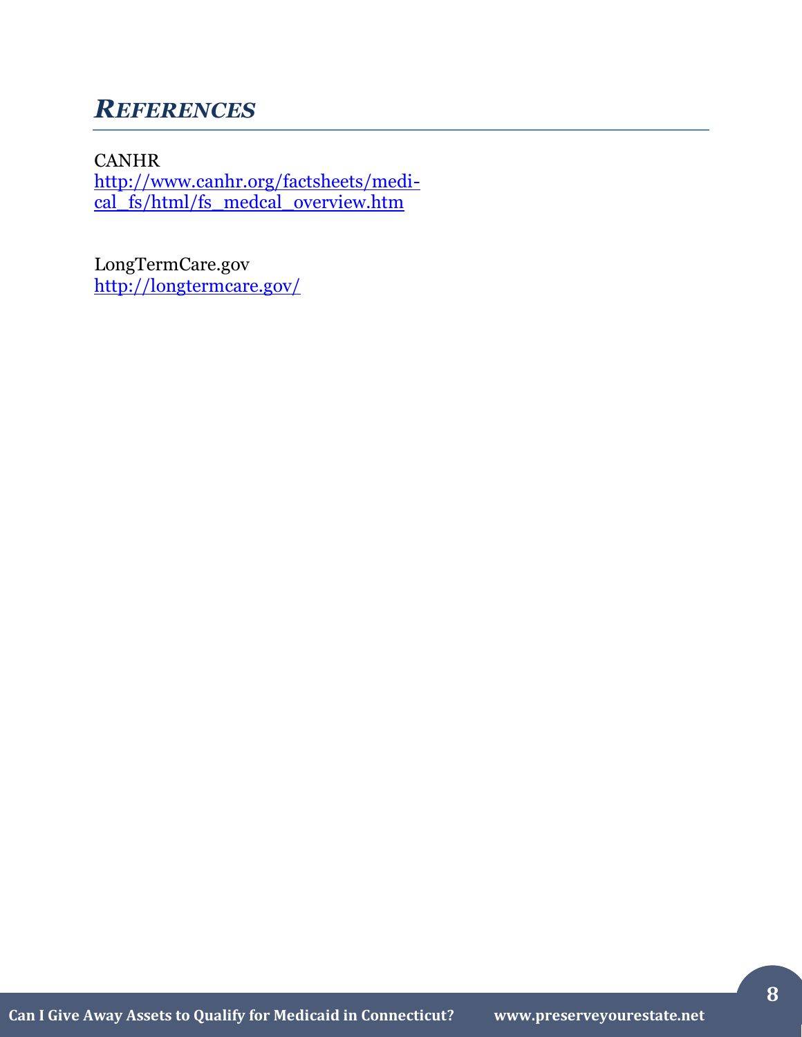## *REFERENCES*

CANHR
http://www.canhr.org/factsheets/medi-cal_fs/html/fs_medcal_overview.htm

LongTermCare.gov
http://longtermcare.gov/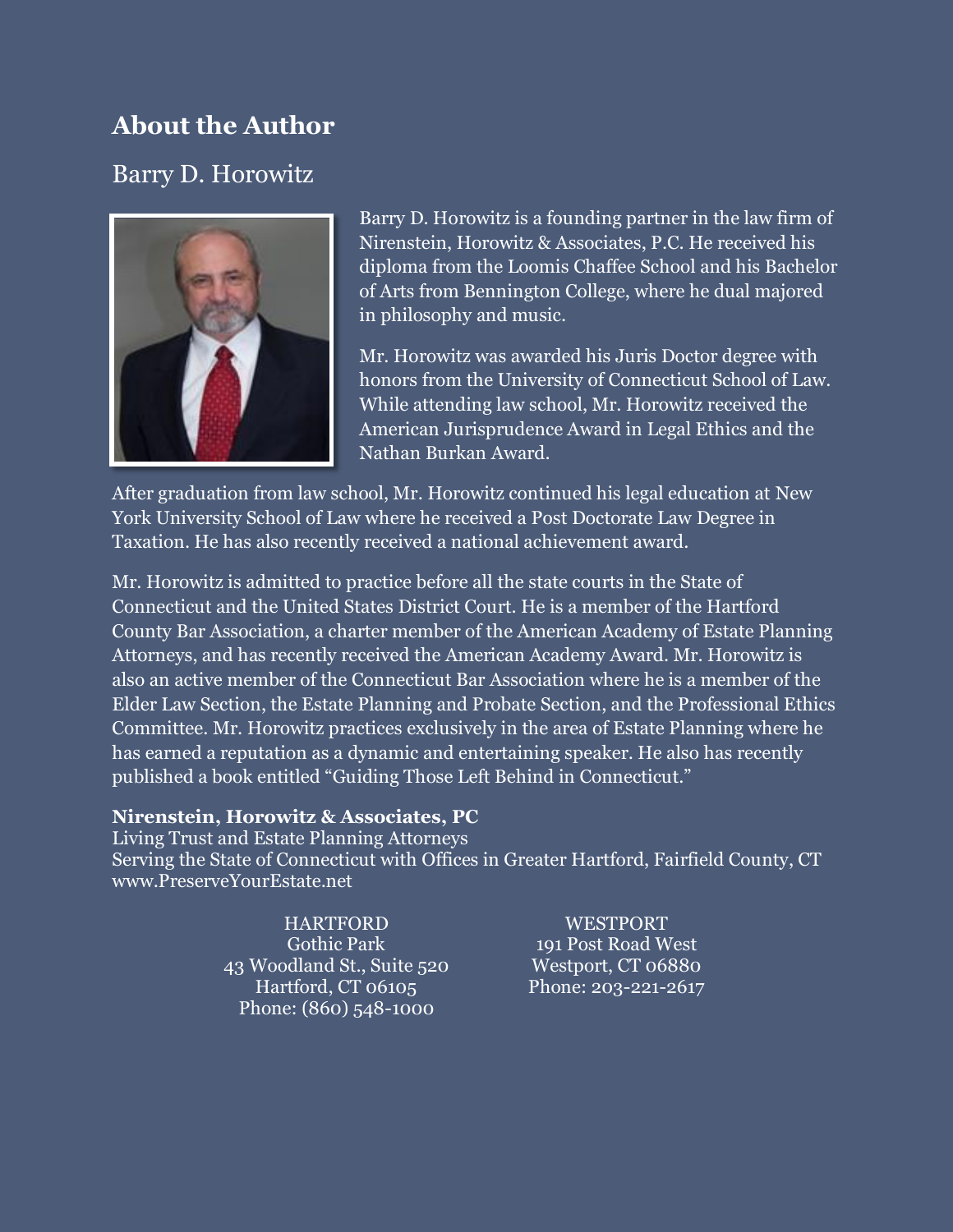## About the Author

### Barry D. Horowitz

Barry D. Horowitz is a founding partner in the law firm of Nirenstein, Horowitz & Associates, P.C. He received his diploma from the Loomis Chaffee School and his Bachelor of Arts from Bennington College, where he dual majored in philosophy and music.

Mr. Horowitz was awarded his Juris Doctor degree with honors from the University of Connecticut School of Law. While attending law school, Mr. Horowitz received the American Jurisprudence Award in Legal Ethics and the Nathan Burkan Award.

After graduation from law school, Mr. Horowitz continued his legal education at New York University School of Law where he received a Post Doctorate Law Degree in Taxation. He has also recently received a national achievement award.

Mr. Horowitz is admitted to practice before all the state courts in the State of Connecticut and the United States District Court. He is a member of the Hartford County Bar Association, a charter member of the American Academy of Estate Planning Attorneys, and has recently received the American Academy Award. Mr. Horowitz is also an active member of the Connecticut Bar Association where he is a member of the Elder Law Section, the Estate Planning and Probate Section, and the Professional Ethics Committee. Mr. Horowitz practices exclusively in the area of Estate Planning where he has earned a reputation as a dynamic and entertaining speaker. He also has recently published a book entitled "Guiding Those Left Behind in Connecticut."

**Nirenstein, Horowitz & Associates, PC**
Living Trust and Estate Planning Attorneys
Serving the State of Connecticut with Offices in Greater Hartford, Fairfield County, CT
www.PreserveYourEstate.net

HARTFORD
Gothic Park
43 Woodland St., Suite 520
Hartford, CT 06105
Phone: (860) 548-1000

WESTPORT
191 Post Road West
Westport, CT 06880
Phone: 203-221-2617